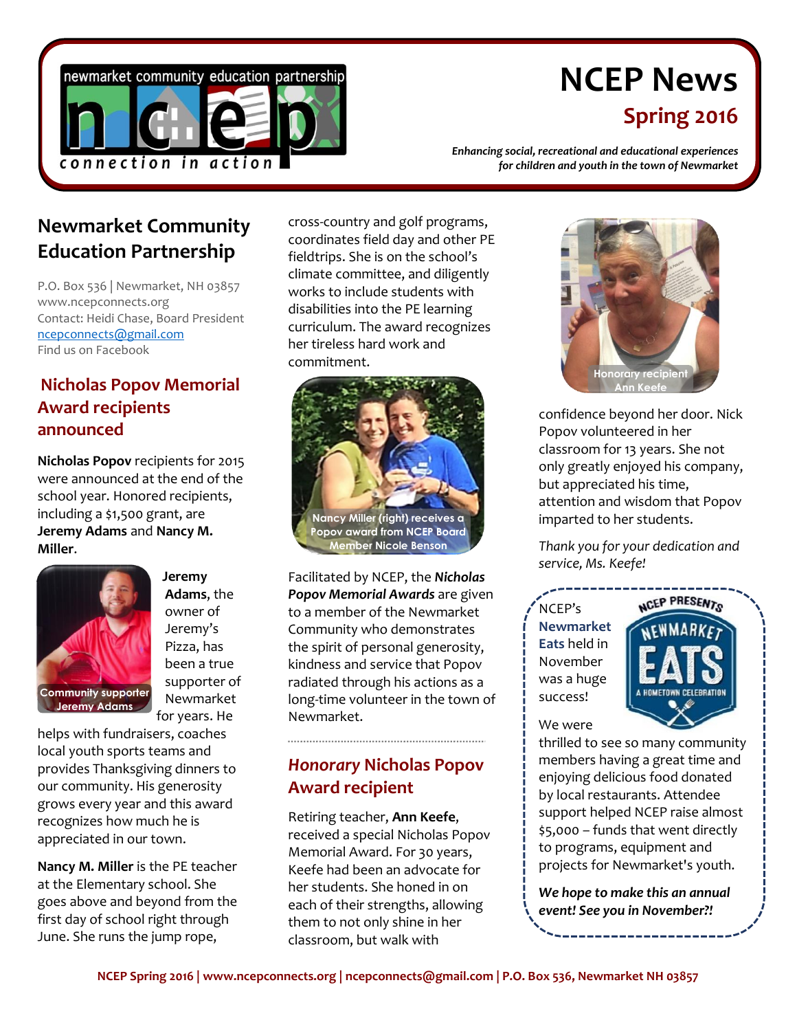newmarket community education partnership

ncep

connection in action

# NCEP News

## Spring 2016

*Enhancing social, recreational and educational experiences for children and youth in the town of Newmarket*

## Newmarket Community Education Partnership

P.O. Box 536 | Newmarket, NH 03857
www.ncepconnects.org
Contact: Heidi Chase, Board President
ncepconnects@gmail.com
Find us on Facebook

## Nicholas Popov Memorial Award recipients announced

**Nicholas Popov** recipients for 2015 were announced at the end of the school year. Honored recipients, including a $1,500 grant, are **Jeremy Adams** and **Nancy M. Miller**.

Community supporter Jeremy Adams

**Jeremy Adams**, the owner of Jeremy's Pizza, has been a true supporter of Newmarket for years. He helps with fundraisers, coaches local youth sports teams and provides Thanksgiving dinners to our community. His generosity grows every year and this award recognizes how much he is appreciated in our town.

**Nancy M. Miller** is the PE teacher at the Elementary school. She goes above and beyond from the first day of school right through June. She runs the jump rope, cross-country and golf programs, coordinates field day and other PE fieldtrips. She is on the school's climate committee, and diligently works to include students with disabilities into the PE learning curriculum. The award recognizes her tireless hard work and commitment.

Nancy Miller (right) receives a Popov award from NCEP Board Member Nicole Benson

Facilitated by NCEP, the ***Nicholas Popov Memorial Awards*** are given to a member of the Newmarket Community who demonstrates the spirit of personal generosity, kindness and service that Popov radiated through his actions as a long-time volunteer in the town of Newmarket.

## *Honorary* Nicholas Popov Award recipient

Retiring teacher, **Ann Keefe**, received a special Nicholas Popov Memorial Award. For 30 years, Keefe had been an advocate for her students. She honed in on each of their strengths, allowing them to not only shine in her classroom, but walk with confidence beyond her door. Nick Popov volunteered in her classroom for 13 years. She not only greatly enjoyed his company, but appreciated his time, attention and wisdom that Popov imparted to her students.

Honorary recipient Ann Keefe

*Thank you for your dedication and service, Ms. Keefe!*

NCEP PRESENTS NEWMARKET EATS A HOMETOWN CELEBRATION

NCEP's **Newmarket Eats** held in November was a huge success!

We were thrilled to see so many community members having a great time and enjoying delicious food donated by local restaurants. Attendee support helped NCEP raise almost $5,000 – funds that went directly to programs, equipment and projects for Newmarket's youth.

***We hope to make this an annual event! See you in November?!***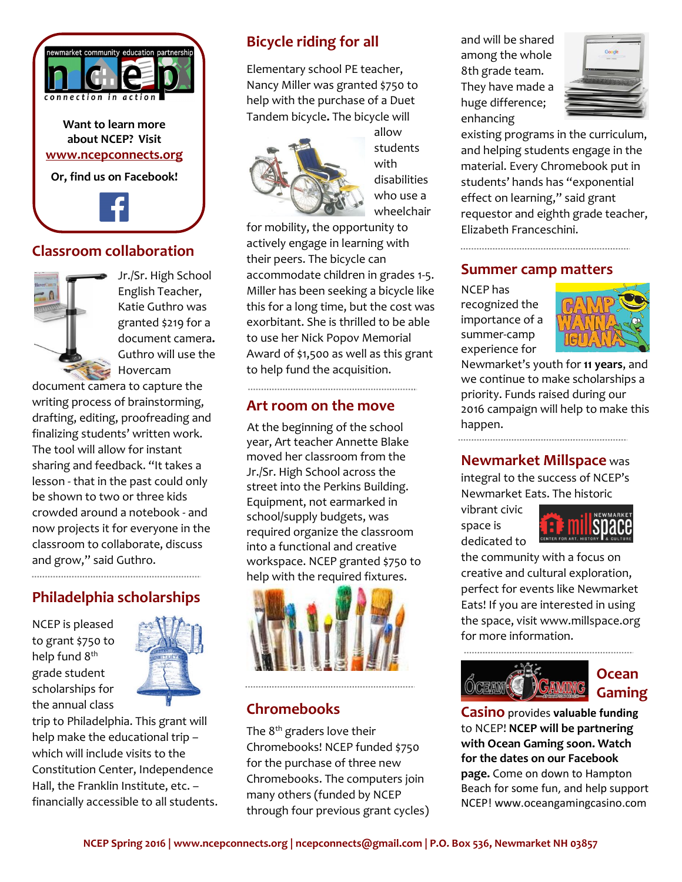Want to learn more about NCEP? Visit www.ncepconnects.org

Or, find us on Facebook!

## Classroom collaboration

Jr./Sr. High School English Teacher, Katie Guthro was granted $219 for a document camera. Guthro will use the Hovercam document camera to capture the writing process of brainstorming, drafting, editing, proofreading and finalizing students' written work. The tool will allow for instant sharing and feedback. "It takes a lesson - that in the past could only be shown to two or three kids crowded around a notebook - and now projects it for everyone in the classroom to collaborate, discuss and grow," said Guthro.

## Philadelphia scholarships

NCEP is pleased to grant $750 to help fund 8th grade student scholarships for the annual class trip to Philadelphia. This grant will help make the educational trip – which will include visits to the Constitution Center, Independence Hall, the Franklin Institute, etc. – financially accessible to all students.

## Bicycle riding for all

Elementary school PE teacher, Nancy Miller was granted $750 to help with the purchase of a Duet Tandem bicycle. The bicycle will allow students with disabilities who use a wheelchair for mobility, the opportunity to actively engage in learning with their peers. The bicycle can accommodate children in grades 1-5. Miller has been seeking a bicycle like this for a long time, but the cost was exorbitant. She is thrilled to be able to use her Nick Popov Memorial Award of $1,500 as well as this grant to help fund the acquisition.

## Art room on the move

At the beginning of the school year, Art teacher Annette Blake moved her classroom from the Jr./Sr. High School across the street into the Perkins Building. Equipment, not earmarked in school/supply budgets, was required organize the classroom into a functional and creative workspace. NCEP granted $750 to help with the required fixtures.

## Chromebooks

The 8th graders love their Chromebooks! NCEP funded $750 for the purchase of three new Chromebooks. The computers join many others (funded by NCEP through four previous grant cycles) and will be shared among the whole 8th grade team. They have made a huge difference; enhancing existing programs in the curriculum, and helping students engage in the material. Every Chromebook put in students' hands has "exponential effect on learning," said grant requestor and eighth grade teacher, Elizabeth Franceschini.

## Summer camp matters

NCEP has recognized the importance of a summer-camp experience for Newmarket's youth for **11 years**, and we continue to make scholarships a priority. Funds raised during our 2016 campaign will help to make this happen.

## Newmarket Millspace

**Newmarket Millspace** was integral to the success of NCEP's Newmarket Eats. The historic vibrant civic space is dedicated to the community with a focus on creative and cultural exploration, perfect for events like Newmarket Eats! If you are interested in using the space, visit www.millspace.org for more information.

## Ocean Gaming Casino

**Ocean Gaming Casino** provides **valuable funding** to NCEP! **NCEP will be partnering with Ocean Gaming soon. Watch for the dates on our Facebook page.** Come on down to Hampton Beach for some fun, and help support NCEP! www.oceangamingcasino.com